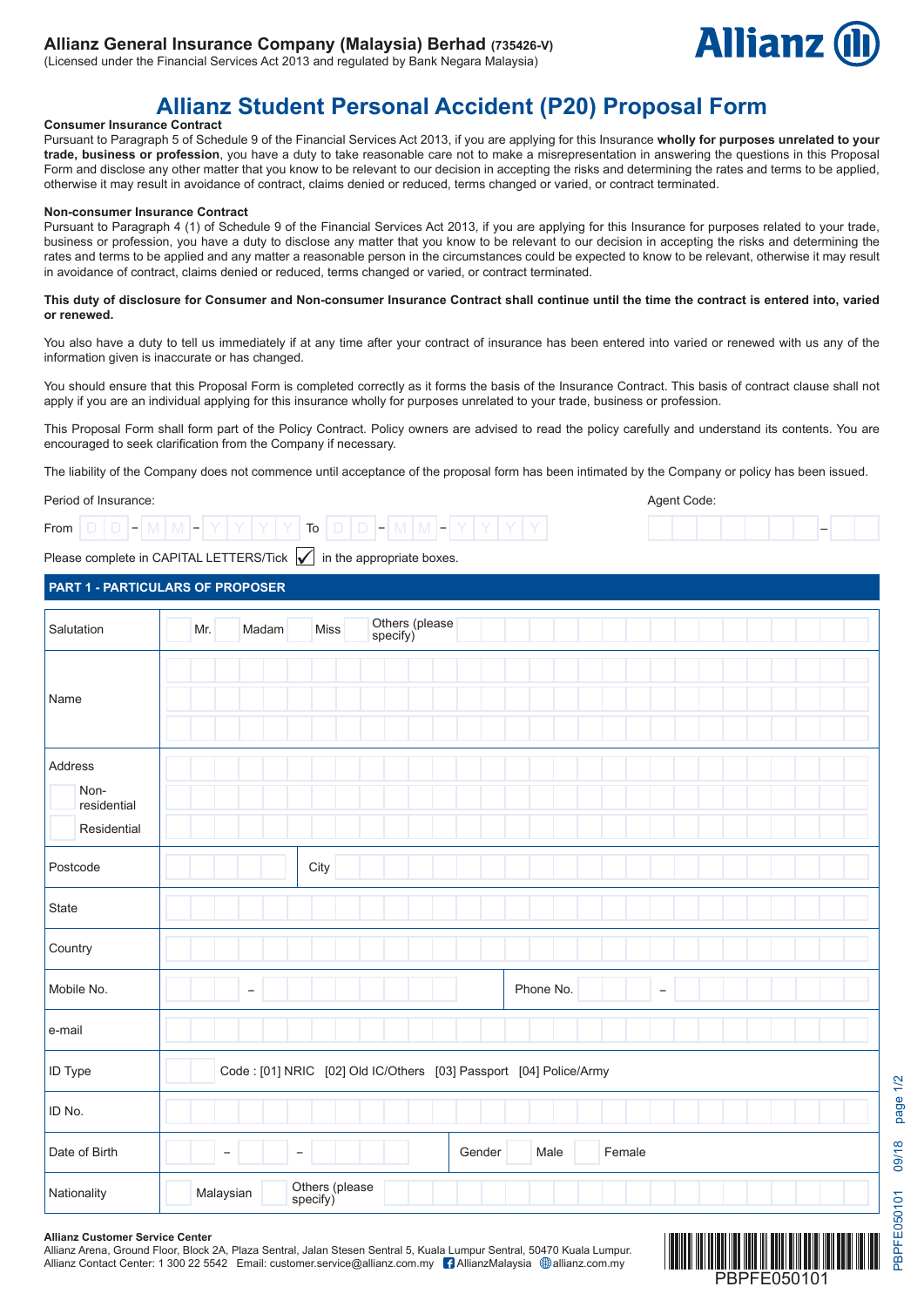**Allianz General Insurance Company (Malaysia) Berhad** (735426-V)
(Licensed under the Financial Services Act 2013 and regulated by Bank Negara Malaysia)

Allianz

# Allianz Student Personal Accident (P20) Proposal Form

**Consumer Insurance Contract**

Pursuant to Paragraph 5 of Schedule 9 of the Financial Services Act 2013, if you are applying for this Insurance **wholly for purposes unrelated to your trade, business or profession**, you have a duty to take reasonable care not to make a misrepresentation in answering the questions in this Proposal Form and disclose any other matter that you know to be relevant to our decision in accepting the risks and determining the rates and terms to be applied, otherwise it may result in avoidance of contract, claims denied or reduced, terms changed or varied, or contract terminated.

**Non-consumer Insurance Contract**

Pursuant to Paragraph 4 (1) of Schedule 9 of the Financial Services Act 2013, if you are applying for this Insurance for purposes related to your trade, business or profession, you have a duty to disclose any matter that you know to be relevant to our decision in accepting the risks and determining the rates and terms to be applied and any matter a reasonable person in the circumstances could be expected to know to be relevant, otherwise it may result in avoidance of contract, claims denied or reduced, terms changed or varied, or contract terminated.

**This duty of disclosure for Consumer and Non-consumer Insurance Contract shall continue until the time the contract is entered into, varied or renewed.**

You also have a duty to tell us immediately if at any time after your contract of insurance has been entered into varied or renewed with us any of the information given is inaccurate or has changed.

You should ensure that this Proposal Form is completed correctly as it forms the basis of the Insurance Contract. This basis of contract clause shall not apply if you are an individual applying for this insurance wholly for purposes unrelated to your trade, business or profession.

This Proposal Form shall form part of the Policy Contract. Policy owners are advised to read the policy carefully and understand its contents. You are encouraged to seek clarification from the Company if necessary.

The liability of the Company does not commence until acceptance of the proposal form has been intimated by the Company or policy has been issued.

Period of Insurance:
From DD - MM - YYYY To DD - MM - YYYY

Agent Code: __________ - ____

Please complete in CAPITAL LETTERS/Tick ✓ in the appropriate boxes.

## PART 1 - PARTICULARS OF PROPOSER

| | |
|---|---|
| Salutation | ☐ Mr. ☐ Madam ☐ Miss ☐ Others (please specify) |
| Name | |
| Address ☐ Non-residential ☐ Residential | |
| Postcode | City |
| State | |
| Country | |
| Mobile No. | - Phone No. - |
| e-mail | |
| ID Type | ☐ Code : [01] NRIC [02] Old IC/Others [03] Passport [04] Police/Army |
| ID No. | |
| Date of Birth | - - Gender ☐ Male ☐ Female |
| Nationality | ☐ Malaysian ☐ Others (please specify) |

**Allianz Customer Service Center**
Allianz Arena, Ground Floor, Block 2A, Plaza Sentral, Jalan Stesen Sentral 5, Kuala Lumpur Sentral, 50470 Kuala Lumpur.
Allianz Contact Center: 1 300 22 5542 Email: customer.service@allianz.com.my AllianzMalaysia allianz.com.my

PBPFE050101 09/18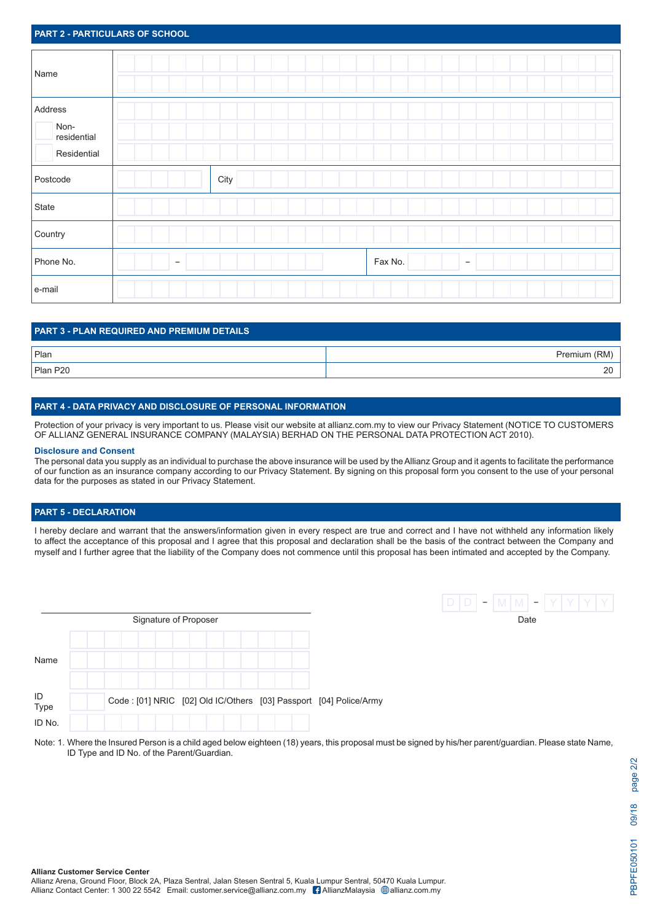## PART 2 - PARTICULARS OF SCHOOL

| | | | |
|---|---|---|---|
| Name | | | |
| Address<br>Non-residential<br>Residential | | | |
| Postcode | | City | |
| State | | | |
| Country | | | |
| Phone No. | – | Fax No. | – |
| e-mail | | | |

## PART 3 - PLAN REQUIRED AND PREMIUM DETAILS

| Plan | Premium (RM) |
|---|---|
| Plan P20 | 20 |

## PART 4 - DATA PRIVACY AND DISCLOSURE OF PERSONAL INFORMATION

Protection of your privacy is very important to us. Please visit our website at allianz.com.my to view our Privacy Statement (NOTICE TO CUSTOMERS OF ALLIANZ GENERAL INSURANCE COMPANY (MALAYSIA) BERHAD ON THE PERSONAL DATA PROTECTION ACT 2010).

**Disclosure and Consent**

The personal data you supply as an individual to purchase the above insurance will be used by the Allianz Group and it agents to facilitate the performance of our function as an insurance company according to our Privacy Statement. By signing on this proposal form you consent to the use of your personal data for the purposes as stated in our Privacy Statement.

## PART 5 - DECLARATION

I hereby declare and warrant that the answers/information given in every respect are true and correct and I have not withheld any information likely to affect the acceptance of this proposal and I agree that this proposal and declaration shall be the basis of the contract between the Company and myself and I further agree that the liability of the Company does not commence until this proposal has been intimated and accepted by the Company.

Signature of Proposer

D D – M M – Y Y Y Y

Date

Name

ID Type    Code : [01] NRIC [02] Old IC/Others [03] Passport [04] Police/Army

ID No.

Note: 1. Where the Insured Person is a child aged below eighteen (18) years, this proposal must be signed by his/her parent/guardian. Please state Name, ID Type and ID No. of the Parent/Guardian.

**Allianz Customer Service Center**

Allianz Arena, Ground Floor, Block 2A, Plaza Sentral, Jalan Stesen Sentral 5, Kuala Lumpur Sentral, 50470 Kuala Lumpur.

Allianz Contact Center: 1 300 22 5542 Email: customer.service@allianz.com.my AllianzMalaysia allianz.com.my

PBPFE050101 09/18